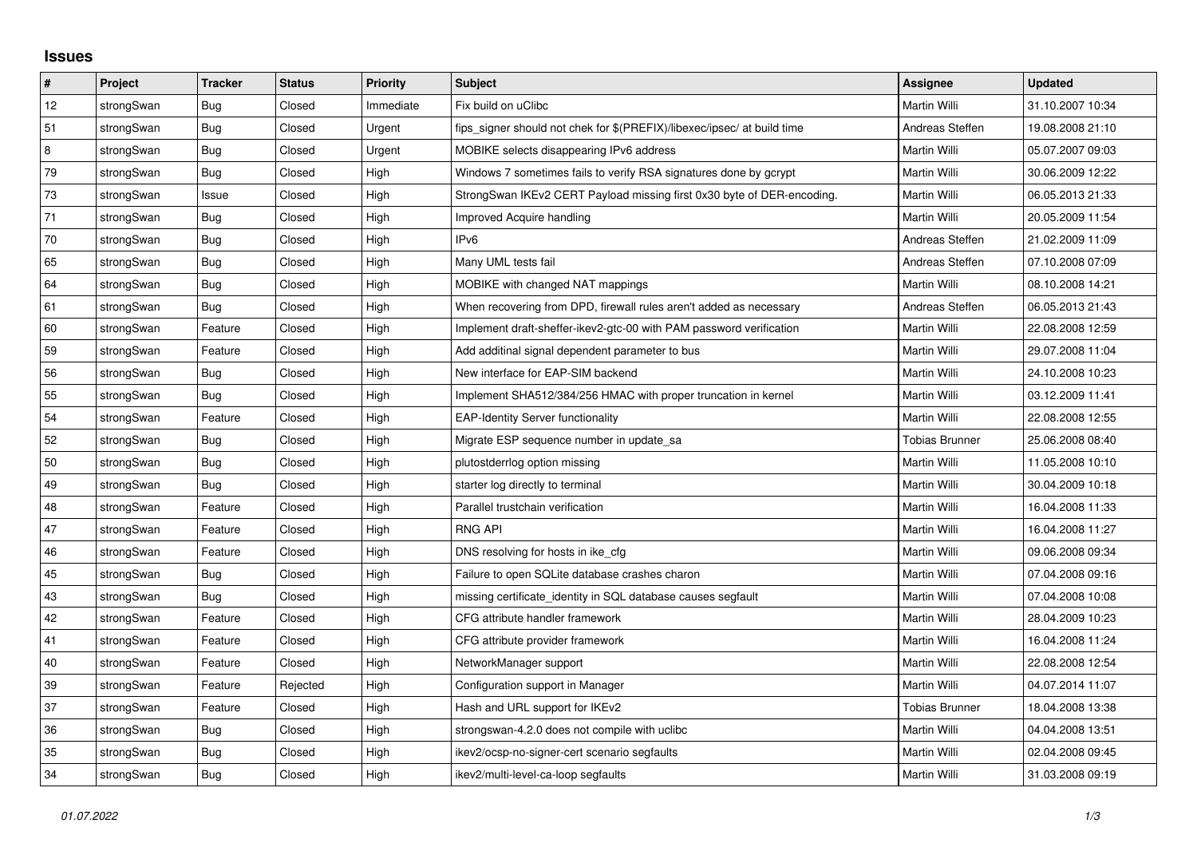# Issues

| # | Project | Tracker | Status | Priority | Subject | Assignee | Updated |
|---|---|---|---|---|---|---|---|
| 12 | strongSwan | Bug | Closed | Immediate | Fix build on uClibc | Martin Willi | 31.10.2007 10:34 |
| 51 | strongSwan | Bug | Closed | Urgent | fips_signer should not chek for $(PREFIX)/libexec/ipsec/ at build time | Andreas Steffen | 19.08.2008 21:10 |
| 8 | strongSwan | Bug | Closed | Urgent | MOBIKE selects disappearing IPv6 address | Martin Willi | 05.07.2007 09:03 |
| 79 | strongSwan | Bug | Closed | High | Windows 7 sometimes fails to verify RSA signatures done by gcrypt | Martin Willi | 30.06.2009 12:22 |
| 73 | strongSwan | Issue | Closed | High | StrongSwan IKEv2 CERT Payload missing first 0x30 byte of DER-encoding. | Martin Willi | 06.05.2013 21:33 |
| 71 | strongSwan | Bug | Closed | High | Improved Acquire handling | Martin Willi | 20.05.2009 11:54 |
| 70 | strongSwan | Bug | Closed | High | IPv6 | Andreas Steffen | 21.02.2009 11:09 |
| 65 | strongSwan | Bug | Closed | High | Many UML tests fail | Andreas Steffen | 07.10.2008 07:09 |
| 64 | strongSwan | Bug | Closed | High | MOBIKE with changed NAT mappings | Martin Willi | 08.10.2008 14:21 |
| 61 | strongSwan | Bug | Closed | High | When recovering from DPD, firewall rules aren't added as necessary | Andreas Steffen | 06.05.2013 21:43 |
| 60 | strongSwan | Feature | Closed | High | Implement draft-sheffer-ikev2-gtc-00 with PAM password verification | Martin Willi | 22.08.2008 12:59 |
| 59 | strongSwan | Feature | Closed | High | Add additinal signal dependent parameter to bus | Martin Willi | 29.07.2008 11:04 |
| 56 | strongSwan | Bug | Closed | High | New interface for EAP-SIM backend | Martin Willi | 24.10.2008 10:23 |
| 55 | strongSwan | Bug | Closed | High | Implement SHA512/384/256 HMAC with proper truncation in kernel | Martin Willi | 03.12.2009 11:41 |
| 54 | strongSwan | Feature | Closed | High | EAP-Identity Server functionality | Martin Willi | 22.08.2008 12:55 |
| 52 | strongSwan | Bug | Closed | High | Migrate ESP sequence number in update_sa | Tobias Brunner | 25.06.2008 08:40 |
| 50 | strongSwan | Bug | Closed | High | plutostderrlog option missing | Martin Willi | 11.05.2008 10:10 |
| 49 | strongSwan | Bug | Closed | High | starter log directly to terminal | Martin Willi | 30.04.2009 10:18 |
| 48 | strongSwan | Feature | Closed | High | Parallel trustchain verification | Martin Willi | 16.04.2008 11:33 |
| 47 | strongSwan | Feature | Closed | High | RNG API | Martin Willi | 16.04.2008 11:27 |
| 46 | strongSwan | Feature | Closed | High | DNS resolving for hosts in ike_cfg | Martin Willi | 09.06.2008 09:34 |
| 45 | strongSwan | Bug | Closed | High | Failure to open SQLite database crashes charon | Martin Willi | 07.04.2008 09:16 |
| 43 | strongSwan | Bug | Closed | High | missing certificate_identity in SQL database causes segfault | Martin Willi | 07.04.2008 10:08 |
| 42 | strongSwan | Feature | Closed | High | CFG attribute handler framework | Martin Willi | 28.04.2009 10:23 |
| 41 | strongSwan | Feature | Closed | High | CFG attribute provider framework | Martin Willi | 16.04.2008 11:24 |
| 40 | strongSwan | Feature | Closed | High | NetworkManager support | Martin Willi | 22.08.2008 12:54 |
| 39 | strongSwan | Feature | Rejected | High | Configuration support in Manager | Martin Willi | 04.07.2014 11:07 |
| 37 | strongSwan | Feature | Closed | High | Hash and URL support for IKEv2 | Tobias Brunner | 18.04.2008 13:38 |
| 36 | strongSwan | Bug | Closed | High | strongswan-4.2.0 does not compile with uclibc | Martin Willi | 04.04.2008 13:51 |
| 35 | strongSwan | Bug | Closed | High | ikev2/ocsp-no-signer-cert scenario segfaults | Martin Willi | 02.04.2008 09:45 |
| 34 | strongSwan | Bug | Closed | High | ikev2/multi-level-ca-loop segfaults | Martin Willi | 31.03.2008 09:19 |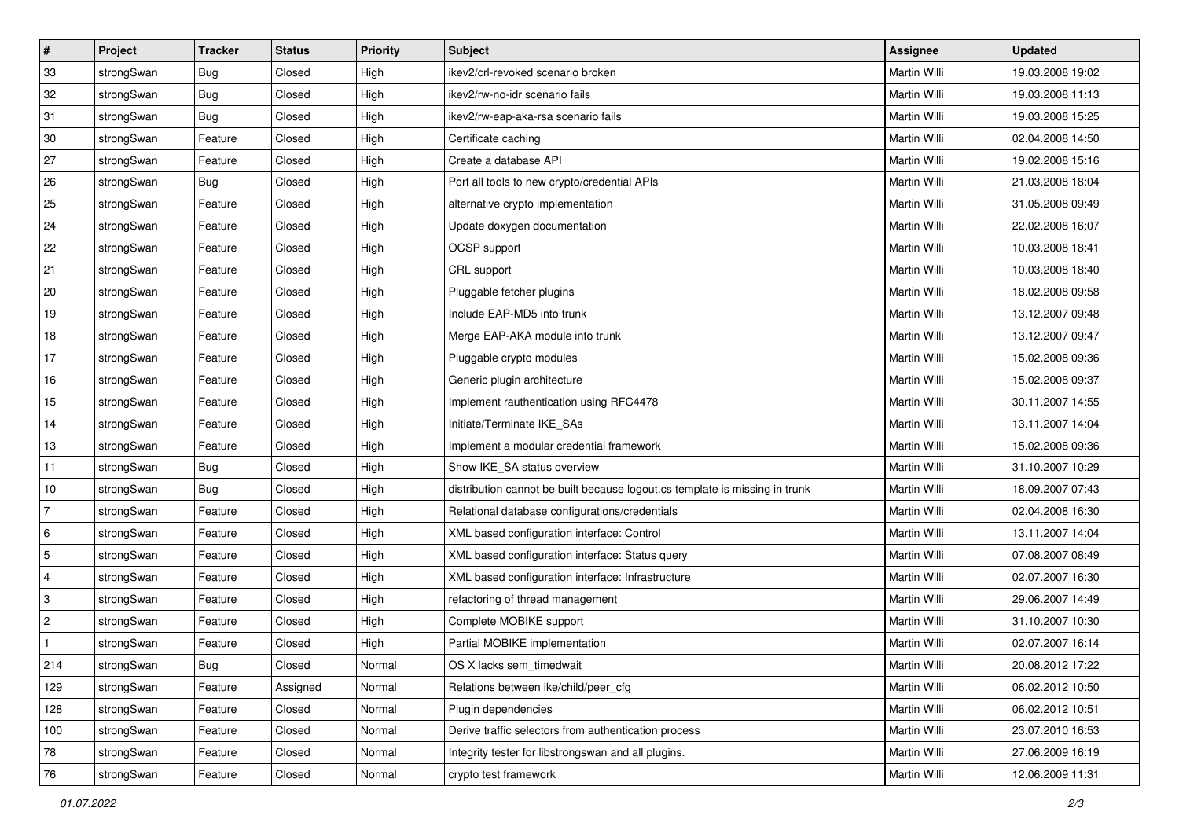| # | Project | Tracker | Status | Priority | Subject | Assignee | Updated |
|---|---|---|---|---|---|---|---|
| 33 | strongSwan | Bug | Closed | High | ikev2/crl-revoked scenario broken | Martin Willi | 19.03.2008 19:02 |
| 32 | strongSwan | Bug | Closed | High | ikev2/rw-no-idr scenario fails | Martin Willi | 19.03.2008 11:13 |
| 31 | strongSwan | Bug | Closed | High | ikev2/rw-eap-aka-rsa scenario fails | Martin Willi | 19.03.2008 15:25 |
| 30 | strongSwan | Feature | Closed | High | Certificate caching | Martin Willi | 02.04.2008 14:50 |
| 27 | strongSwan | Feature | Closed | High | Create a database API | Martin Willi | 19.02.2008 15:16 |
| 26 | strongSwan | Bug | Closed | High | Port all tools to new crypto/credential APIs | Martin Willi | 21.03.2008 18:04 |
| 25 | strongSwan | Feature | Closed | High | alternative crypto implementation | Martin Willi | 31.05.2008 09:49 |
| 24 | strongSwan | Feature | Closed | High | Update doxygen documentation | Martin Willi | 22.02.2008 16:07 |
| 22 | strongSwan | Feature | Closed | High | OCSP support | Martin Willi | 10.03.2008 18:41 |
| 21 | strongSwan | Feature | Closed | High | CRL support | Martin Willi | 10.03.2008 18:40 |
| 20 | strongSwan | Feature | Closed | High | Pluggable fetcher plugins | Martin Willi | 18.02.2008 09:58 |
| 19 | strongSwan | Feature | Closed | High | Include EAP-MD5 into trunk | Martin Willi | 13.12.2007 09:48 |
| 18 | strongSwan | Feature | Closed | High | Merge EAP-AKA module into trunk | Martin Willi | 13.12.2007 09:47 |
| 17 | strongSwan | Feature | Closed | High | Pluggable crypto modules | Martin Willi | 15.02.2008 09:36 |
| 16 | strongSwan | Feature | Closed | High | Generic plugin architecture | Martin Willi | 15.02.2008 09:37 |
| 15 | strongSwan | Feature | Closed | High | Implement rauthentication using RFC4478 | Martin Willi | 30.11.2007 14:55 |
| 14 | strongSwan | Feature | Closed | High | Initiate/Terminate IKE_SAs | Martin Willi | 13.11.2007 14:04 |
| 13 | strongSwan | Feature | Closed | High | Implement a modular credential framework | Martin Willi | 15.02.2008 09:36 |
| 11 | strongSwan | Bug | Closed | High | Show IKE_SA status overview | Martin Willi | 31.10.2007 10:29 |
| 10 | strongSwan | Bug | Closed | High | distribution cannot be built because logout.cs template is missing in trunk | Martin Willi | 18.09.2007 07:43 |
| 7 | strongSwan | Feature | Closed | High | Relational database configurations/credentials | Martin Willi | 02.04.2008 16:30 |
| 6 | strongSwan | Feature | Closed | High | XML based configuration interface: Control | Martin Willi | 13.11.2007 14:04 |
| 5 | strongSwan | Feature | Closed | High | XML based configuration interface: Status query | Martin Willi | 07.08.2007 08:49 |
| 4 | strongSwan | Feature | Closed | High | XML based configuration interface: Infrastructure | Martin Willi | 02.07.2007 16:30 |
| 3 | strongSwan | Feature | Closed | High | refactoring of thread management | Martin Willi | 29.06.2007 14:49 |
| 2 | strongSwan | Feature | Closed | High | Complete MOBIKE support | Martin Willi | 31.10.2007 10:30 |
| 1 | strongSwan | Feature | Closed | High | Partial MOBIKE implementation | Martin Willi | 02.07.2007 16:14 |
| 214 | strongSwan | Bug | Closed | Normal | OS X lacks sem_timedwait | Martin Willi | 20.08.2012 17:22 |
| 129 | strongSwan | Feature | Assigned | Normal | Relations between ike/child/peer_cfg | Martin Willi | 06.02.2012 10:50 |
| 128 | strongSwan | Feature | Closed | Normal | Plugin dependencies | Martin Willi | 06.02.2012 10:51 |
| 100 | strongSwan | Feature | Closed | Normal | Derive traffic selectors from authentication process | Martin Willi | 23.07.2010 16:53 |
| 78 | strongSwan | Feature | Closed | Normal | Integrity tester for libstrongswan and all plugins. | Martin Willi | 27.06.2009 16:19 |
| 76 | strongSwan | Feature | Closed | Normal | crypto test framework | Martin Willi | 12.06.2009 11:31 |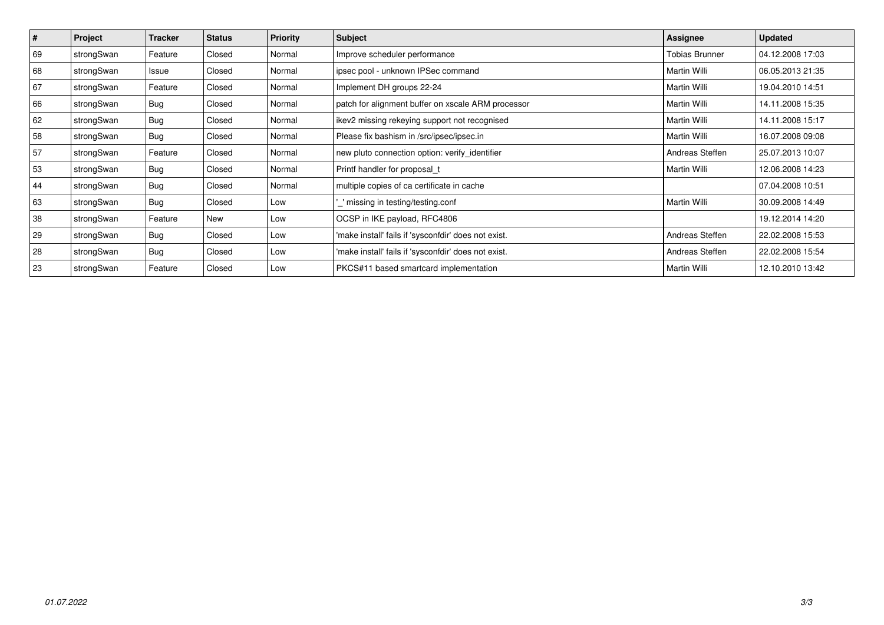| # | Project | Tracker | Status | Priority | Subject | Assignee | Updated |
|---|---|---|---|---|---|---|---|
| 69 | strongSwan | Feature | Closed | Normal | Improve scheduler performance | Tobias Brunner | 04.12.2008 17:03 |
| 68 | strongSwan | Issue | Closed | Normal | ipsec pool - unknown IPSec command | Martin Willi | 06.05.2013 21:35 |
| 67 | strongSwan | Feature | Closed | Normal | Implement DH groups 22-24 | Martin Willi | 19.04.2010 14:51 |
| 66 | strongSwan | Bug | Closed | Normal | patch for alignment buffer on xscale ARM processor | Martin Willi | 14.11.2008 15:35 |
| 62 | strongSwan | Bug | Closed | Normal | ikev2 missing rekeying support not recognised | Martin Willi | 14.11.2008 15:17 |
| 58 | strongSwan | Bug | Closed | Normal | Please fix bashism in /src/ipsec/ipsec.in | Martin Willi | 16.07.2008 09:08 |
| 57 | strongSwan | Feature | Closed | Normal | new pluto connection option: verify_identifier | Andreas Steffen | 25.07.2013 10:07 |
| 53 | strongSwan | Bug | Closed | Normal | Printf handler for proposal_t | Martin Willi | 12.06.2008 14:23 |
| 44 | strongSwan | Bug | Closed | Normal | multiple copies of ca certificate in cache | | 07.04.2008 10:51 |
| 63 | strongSwan | Bug | Closed | Low | '_' missing in testing/testing.conf | Martin Willi | 30.09.2008 14:49 |
| 38 | strongSwan | Feature | New | Low | OCSP in IKE payload, RFC4806 | | 19.12.2014 14:20 |
| 29 | strongSwan | Bug | Closed | Low | 'make install' fails if 'sysconfdir' does not exist. | Andreas Steffen | 22.02.2008 15:53 |
| 28 | strongSwan | Bug | Closed | Low | 'make install' fails if 'sysconfdir' does not exist. | Andreas Steffen | 22.02.2008 15:54 |
| 23 | strongSwan | Feature | Closed | Low | PKCS#11 based smartcard implementation | Martin Willi | 12.10.2010 13:42 |